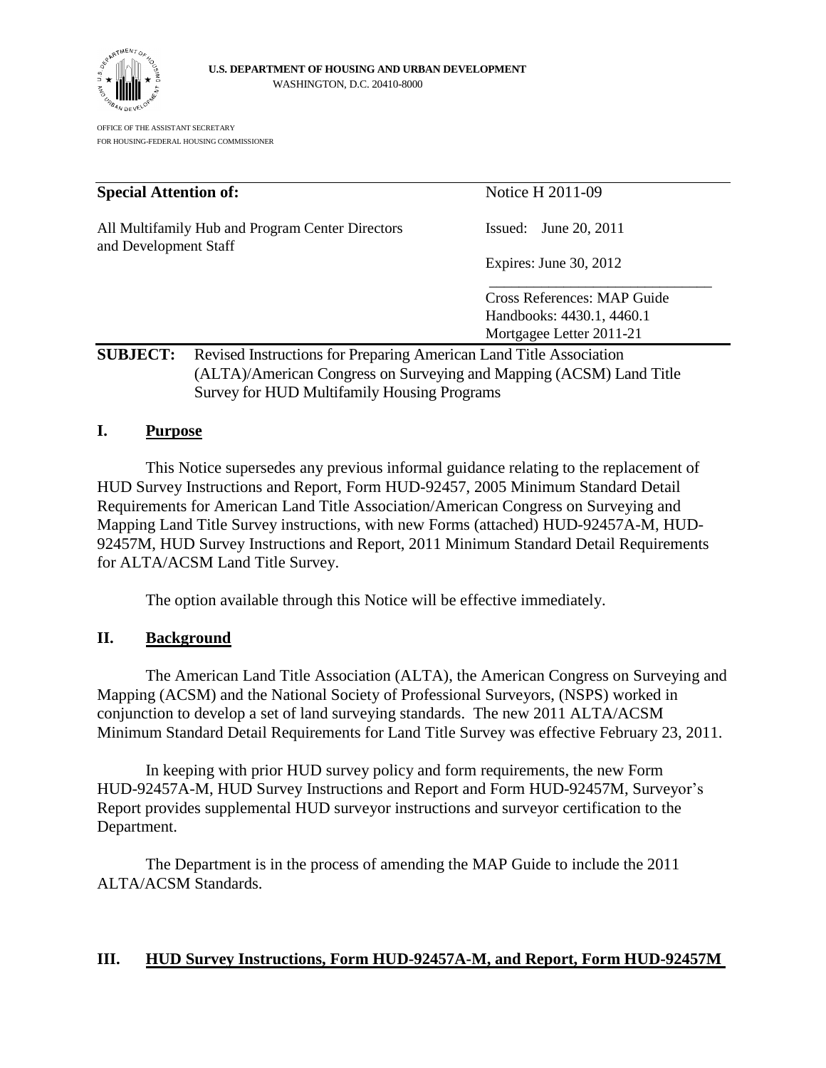**U.S. DEPARTMENT OF HOUSING AND URBAN DEVELOPMENT**
WASHINGTON, D.C. 20410-8000

OFFICE OF THE ASSISTANT SECRETARY
FOR HOUSING-FEDERAL HOUSING COMMISSIONER

| **Special Attention of:** | Notice H 2011-09 |
| --- | --- |
| All Multifamily Hub and Program Center Directors and Development Staff | Issued: June 20, 2011 |
| | Expires: June 30, 2012 |
| | Cross References: MAP Guide<br>Handbooks: 4430.1, 4460.1<br>Mortgagee Letter 2011-21 |

**SUBJECT:** Revised Instructions for Preparing American Land Title Association (ALTA)/American Congress on Surveying and Mapping (ACSM) Land Title Survey for HUD Multifamily Housing Programs

## I. Purpose

This Notice supersedes any previous informal guidance relating to the replacement of HUD Survey Instructions and Report, Form HUD-92457, 2005 Minimum Standard Detail Requirements for American Land Title Association/American Congress on Surveying and Mapping Land Title Survey instructions, with new Forms (attached) HUD-92457A-M, HUD-92457M, HUD Survey Instructions and Report, 2011 Minimum Standard Detail Requirements for ALTA/ACSM Land Title Survey.

The option available through this Notice will be effective immediately.

## II. Background

The American Land Title Association (ALTA), the American Congress on Surveying and Mapping (ACSM) and the National Society of Professional Surveyors, (NSPS) worked in conjunction to develop a set of land surveying standards. The new 2011 ALTA/ACSM Minimum Standard Detail Requirements for Land Title Survey was effective February 23, 2011.

In keeping with prior HUD survey policy and form requirements, the new Form HUD-92457A-M, HUD Survey Instructions and Report and Form HUD-92457M, Surveyor's Report provides supplemental HUD surveyor instructions and surveyor certification to the Department.

The Department is in the process of amending the MAP Guide to include the 2011 ALTA/ACSM Standards.

## III. HUD Survey Instructions, Form HUD-92457A-M, and Report, Form HUD-92457M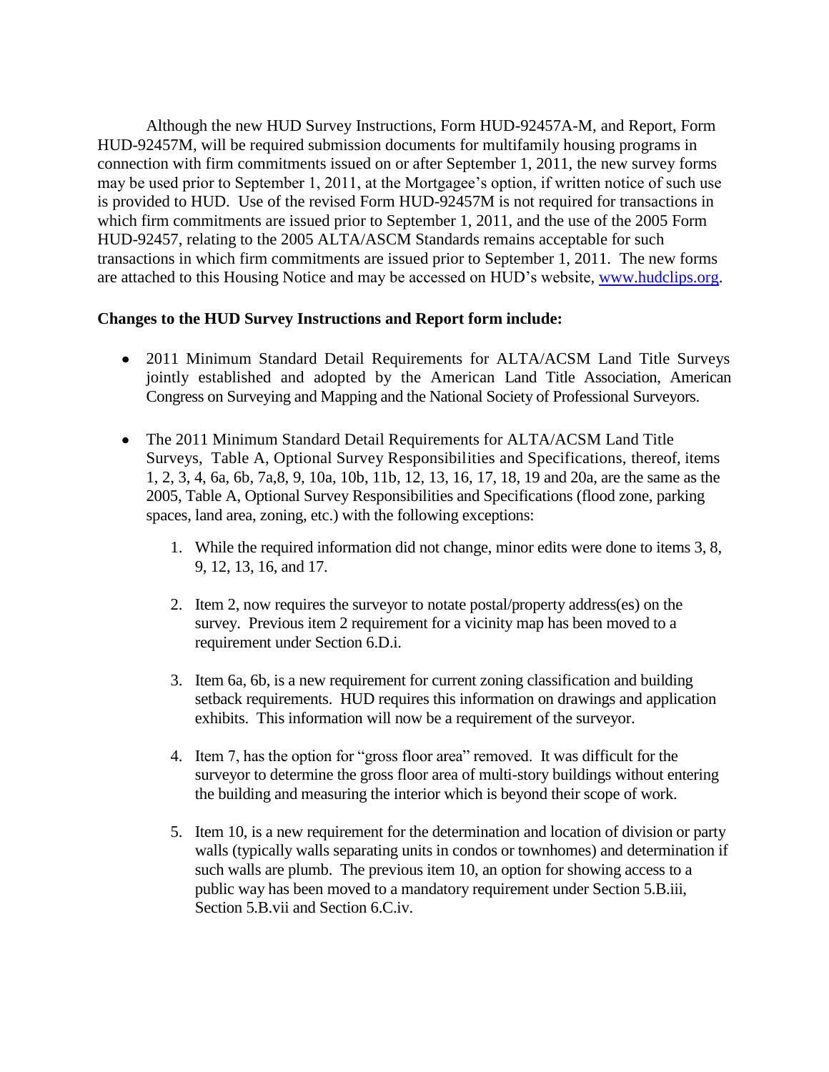Although the new HUD Survey Instructions, Form HUD-92457A-M, and Report, Form HUD-92457M, will be required submission documents for multifamily housing programs in connection with firm commitments issued on or after September 1, 2011, the new survey forms may be used prior to September 1, 2011, at the Mortgagee's option, if written notice of such use is provided to HUD. Use of the revised Form HUD-92457M is not required for transactions in which firm commitments are issued prior to September 1, 2011, and the use of the 2005 Form HUD-92457, relating to the 2005 ALTA/ASCM Standards remains acceptable for such transactions in which firm commitments are issued prior to September 1, 2011. The new forms are attached to this Housing Notice and may be accessed on HUD's website, [www.hudclips.org](http://www.hudclips.org).

**Changes to the HUD Survey Instructions and Report form include:**

- 2011 Minimum Standard Detail Requirements for ALTA/ACSM Land Title Surveys jointly established and adopted by the American Land Title Association, American Congress on Surveying and Mapping and the National Society of Professional Surveyors.

- The 2011 Minimum Standard Detail Requirements for ALTA/ACSM Land Title Surveys, Table A, Optional Survey Responsibilities and Specifications, thereof, items 1, 2, 3, 4, 6a, 6b, 7a,8, 9, 10a, 10b, 11b, 12, 13, 16, 17, 18, 19 and 20a, are the same as the 2005, Table A, Optional Survey Responsibilities and Specifications (flood zone, parking spaces, land area, zoning, etc.) with the following exceptions:

    1. While the required information did not change, minor edits were done to items 3, 8, 9, 12, 13, 16, and 17.

    2. Item 2, now requires the surveyor to notate postal/property address(es) on the survey. Previous item 2 requirement for a vicinity map has been moved to a requirement under Section 6.D.i.

    3. Item 6a, 6b, is a new requirement for current zoning classification and building setback requirements. HUD requires this information on drawings and application exhibits. This information will now be a requirement of the surveyor.

    4. Item 7, has the option for "gross floor area" removed. It was difficult for the surveyor to determine the gross floor area of multi-story buildings without entering the building and measuring the interior which is beyond their scope of work.

    5. Item 10, is a new requirement for the determination and location of division or party walls (typically walls separating units in condos or townhomes) and determination if such walls are plumb. The previous item 10, an option for showing access to a public way has been moved to a mandatory requirement under Section 5.B.iii, Section 5.B.vii and Section 6.C.iv.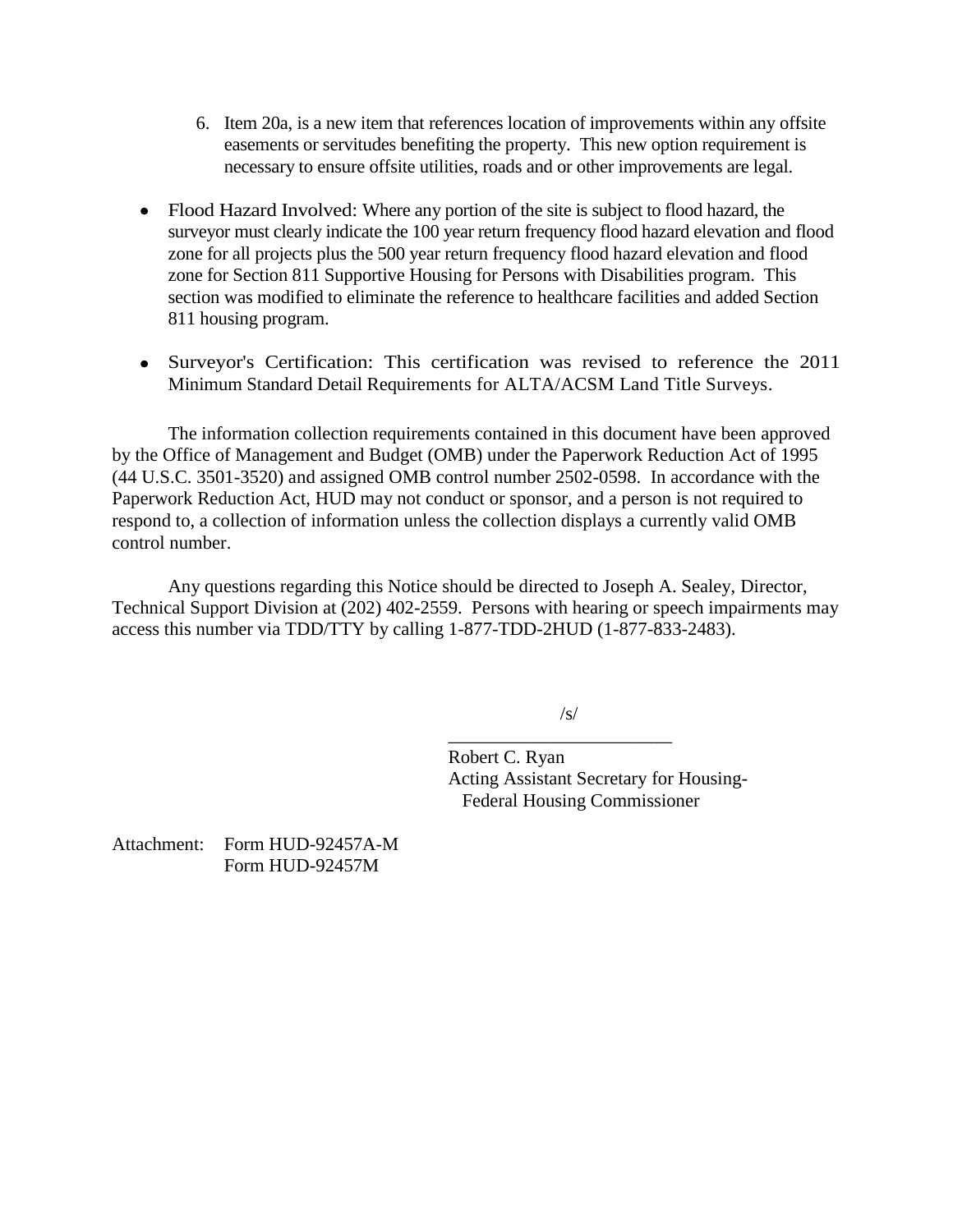6. Item 20a, is a new item that references location of improvements within any offsite easements or servitudes benefiting the property. This new option requirement is necessary to ensure offsite utilities, roads and or other improvements are legal.

- Flood Hazard Involved: Where any portion of the site is subject to flood hazard, the surveyor must clearly indicate the 100 year return frequency flood hazard elevation and flood zone for all projects plus the 500 year return frequency flood hazard elevation and flood zone for Section 811 Supportive Housing for Persons with Disabilities program. This section was modified to eliminate the reference to healthcare facilities and added Section 811 housing program.

- Surveyor's Certification: This certification was revised to reference the 2011 Minimum Standard Detail Requirements for ALTA/ACSM Land Title Surveys.

The information collection requirements contained in this document have been approved by the Office of Management and Budget (OMB) under the Paperwork Reduction Act of 1995 (44 U.S.C. 3501-3520) and assigned OMB control number 2502-0598. In accordance with the Paperwork Reduction Act, HUD may not conduct or sponsor, and a person is not required to respond to, a collection of information unless the collection displays a currently valid OMB control number.

Any questions regarding this Notice should be directed to Joseph A. Sealey, Director, Technical Support Division at (202) 402-2559. Persons with hearing or speech impairments may access this number via TDD/TTY by calling 1-877-TDD-2HUD (1-877-833-2483).

/s/

\_\_\_\_\_\_\_\_\_\_\_\_\_\_\_\_\_\_\_\_\_\_\_\_\_

Robert C. Ryan
Acting Assistant Secretary for Housing-
Federal Housing Commissioner

Attachment: Form HUD-92457A-M
Form HUD-92457M